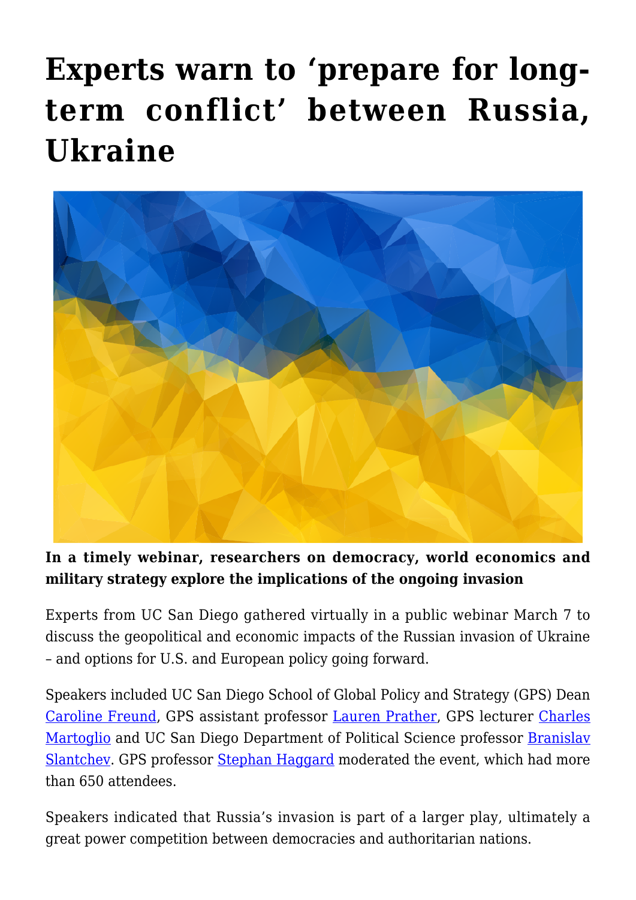# Experts warn to 'prepare for long-term conflict' between Russia, Ukraine

**In a timely webinar, researchers on democracy, world economics and military strategy explore the implications of the ongoing invasion**

Experts from UC San Diego gathered virtually in a public webinar March 7 to discuss the geopolitical and economic impacts of the Russian invasion of Ukraine – and options for U.S. and European policy going forward.

Speakers included UC San Diego School of Global Policy and Strategy (GPS) Dean Caroline Freund, GPS assistant professor Lauren Prather, GPS lecturer Charles Martoglio and UC San Diego Department of Political Science professor Branislav Slantchev. GPS professor Stephan Haggard moderated the event, which had more than 650 attendees.

Speakers indicated that Russia's invasion is part of a larger play, ultimately a great power competition between democracies and authoritarian nations.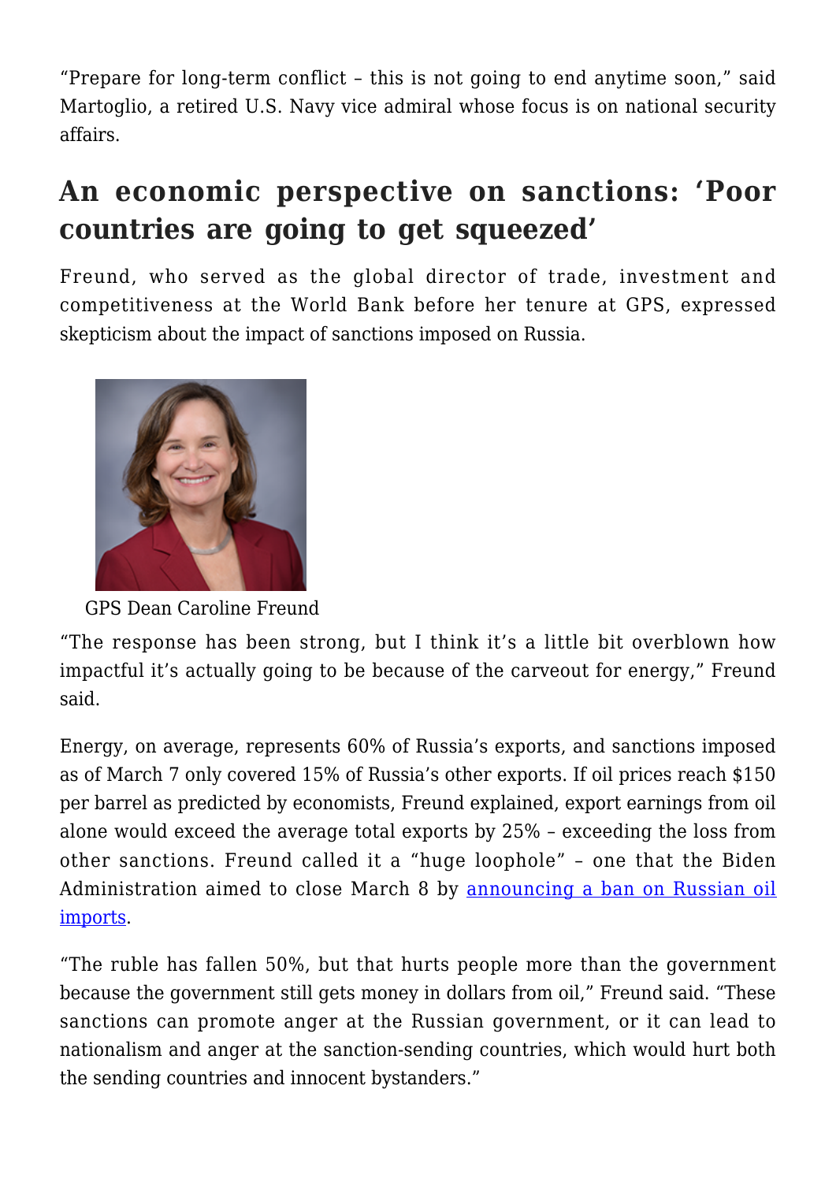"Prepare for long-term conflict – this is not going to end anytime soon," said Martoglio, a retired U.S. Navy vice admiral whose focus is on national security affairs.

## An economic perspective on sanctions: 'Poor countries are going to get squeezed'

Freund, who served as the global director of trade, investment and competitiveness at the World Bank before her tenure at GPS, expressed skepticism about the impact of sanctions imposed on Russia.

GPS Dean Caroline Freund

"The response has been strong, but I think it's a little bit overblown how impactful it's actually going to be because of the carveout for energy," Freund said.

Energy, on average, represents 60% of Russia's exports, and sanctions imposed as of March 7 only covered 15% of Russia's other exports. If oil prices reach $150 per barrel as predicted by economists, Freund explained, export earnings from oil alone would exceed the average total exports by 25% – exceeding the loss from other sanctions. Freund called it a "huge loophole" – one that the Biden Administration aimed to close March 8 by announcing a ban on Russian oil imports.

"The ruble has fallen 50%, but that hurts people more than the government because the government still gets money in dollars from oil," Freund said. "These sanctions can promote anger at the Russian government, or it can lead to nationalism and anger at the sanction-sending countries, which would hurt both the sending countries and innocent bystanders."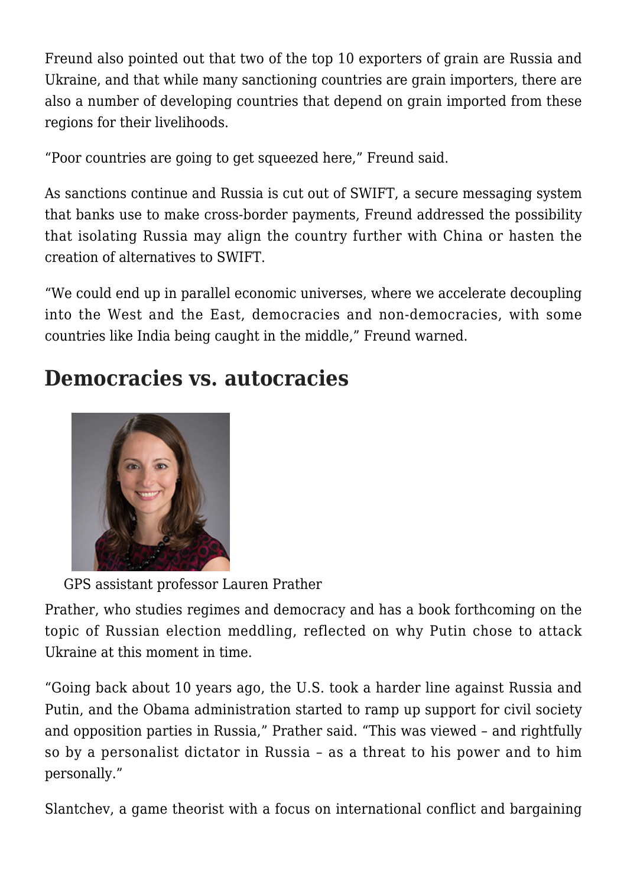Freund also pointed out that two of the top 10 exporters of grain are Russia and Ukraine, and that while many sanctioning countries are grain importers, there are also a number of developing countries that depend on grain imported from these regions for their livelihoods.

"Poor countries are going to get squeezed here," Freund said.

As sanctions continue and Russia is cut out of SWIFT, a secure messaging system that banks use to make cross-border payments, Freund addressed the possibility that isolating Russia may align the country further with China or hasten the creation of alternatives to SWIFT.

"We could end up in parallel economic universes, where we accelerate decoupling into the West and the East, democracies and non-democracies, with some countries like India being caught in the middle," Freund warned.

## Democracies vs. autocracies

GPS assistant professor Lauren Prather

Prather, who studies regimes and democracy and has a book forthcoming on the topic of Russian election meddling, reflected on why Putin chose to attack Ukraine at this moment in time.

"Going back about 10 years ago, the U.S. took a harder line against Russia and Putin, and the Obama administration started to ramp up support for civil society and opposition parties in Russia," Prather said. "This was viewed – and rightfully so by a personalist dictator in Russia – as a threat to his power and to him personally."

Slantchev, a game theorist with a focus on international conflict and bargaining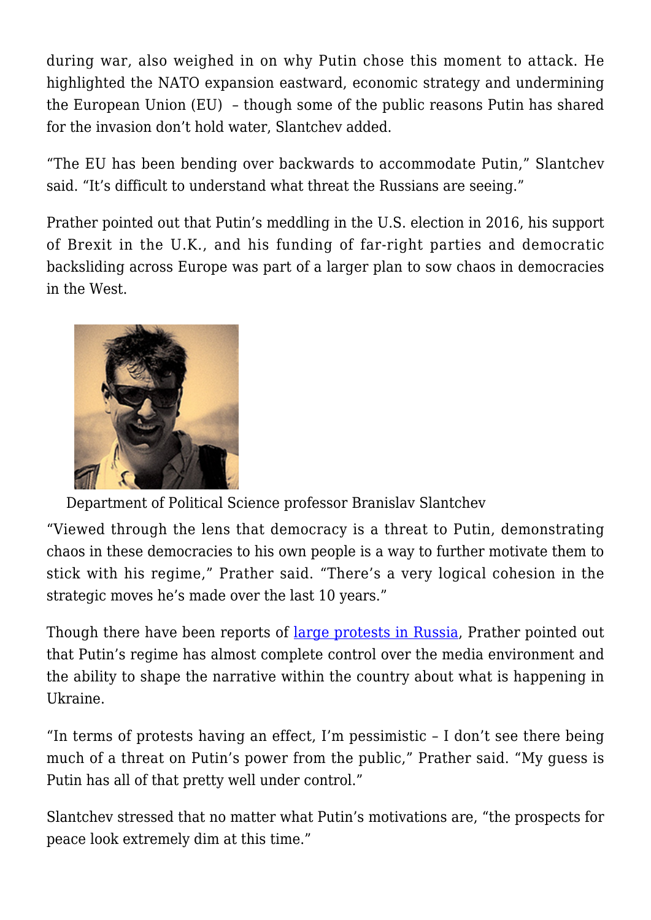during war, also weighed in on why Putin chose this moment to attack. He highlighted the NATO expansion eastward, economic strategy and undermining the European Union (EU) – though some of the public reasons Putin has shared for the invasion don't hold water, Slantchev added.

"The EU has been bending over backwards to accommodate Putin," Slantchev said. "It's difficult to understand what threat the Russians are seeing."

Prather pointed out that Putin's meddling in the U.S. election in 2016, his support of Brexit in the U.K., and his funding of far-right parties and democratic backsliding across Europe was part of a larger plan to sow chaos in democracies in the West.

Department of Political Science professor Branislav Slantchev

"Viewed through the lens that democracy is a threat to Putin, demonstrating chaos in these democracies to his own people is a way to further motivate them to stick with his regime," Prather said. "There's a very logical cohesion in the strategic moves he's made over the last 10 years."

Though there have been reports of [large protests in Russia](), Prather pointed out that Putin's regime has almost complete control over the media environment and the ability to shape the narrative within the country about what is happening in Ukraine.

"In terms of protests having an effect, I'm pessimistic – I don't see there being much of a threat on Putin's power from the public," Prather said. "My guess is Putin has all of that pretty well under control."

Slantchev stressed that no matter what Putin's motivations are, "the prospects for peace look extremely dim at this time."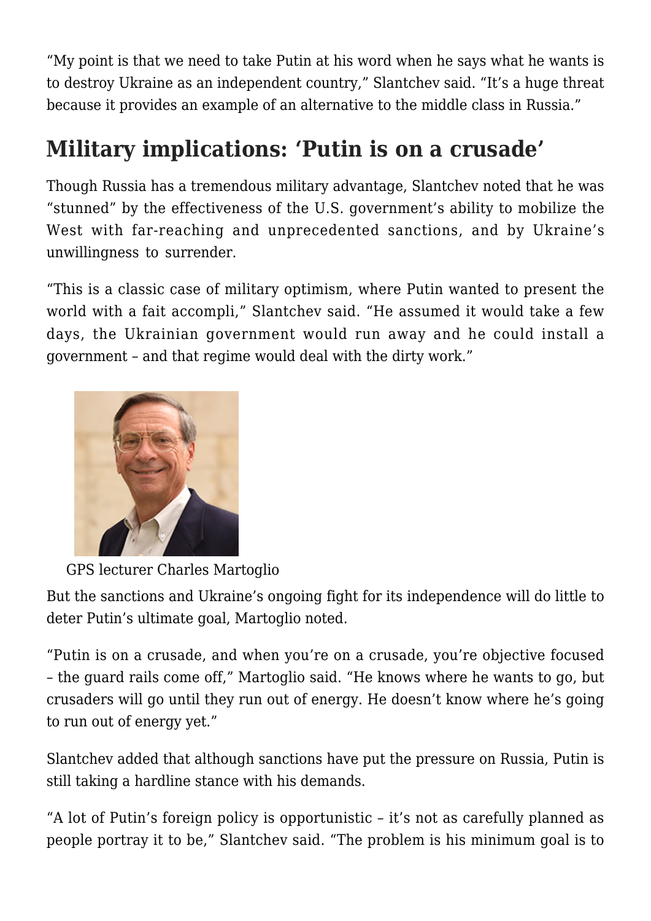“My point is that we need to take Putin at his word when he says what he wants is to destroy Ukraine as an independent country,” Slantchev said. “It’s a huge threat because it provides an example of an alternative to the middle class in Russia.”

## Military implications: ‘Putin is on a crusade’

Though Russia has a tremendous military advantage, Slantchev noted that he was “stunned” by the effectiveness of the U.S. government’s ability to mobilize the West with far-reaching and unprecedented sanctions, and by Ukraine’s unwillingness to surrender.

“This is a classic case of military optimism, where Putin wanted to present the world with a fait accompli,” Slantchev said. “He assumed it would take a few days, the Ukrainian government would run away and he could install a government – and that regime would deal with the dirty work.”

GPS lecturer Charles Martoglio

But the sanctions and Ukraine’s ongoing fight for its independence will do little to deter Putin’s ultimate goal, Martoglio noted.

“Putin is on a crusade, and when you’re on a crusade, you’re objective focused – the guard rails come off,” Martoglio said. “He knows where he wants to go, but crusaders will go until they run out of energy. He doesn’t know where he’s going to run out of energy yet.”

Slantchev added that although sanctions have put the pressure on Russia, Putin is still taking a hardline stance with his demands.

“A lot of Putin’s foreign policy is opportunistic – it’s not as carefully planned as people portray it to be,” Slantchev said. “The problem is his minimum goal is to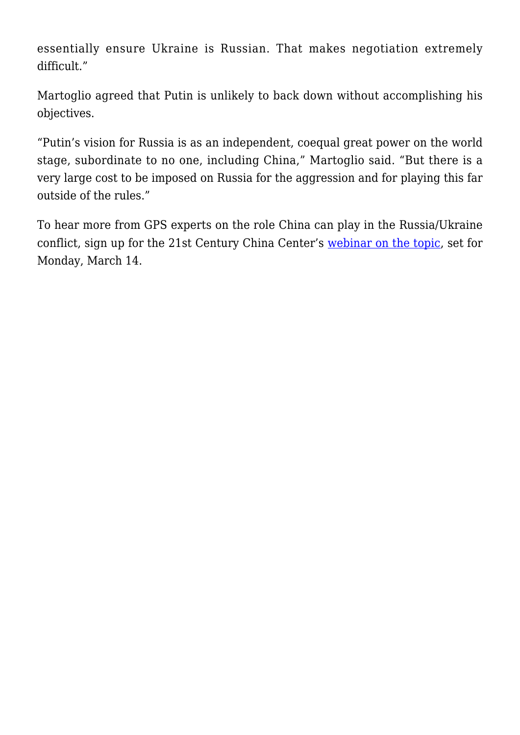essentially ensure Ukraine is Russian. That makes negotiation extremely difficult."

Martoglio agreed that Putin is unlikely to back down without accomplishing his objectives.

"Putin's vision for Russia is as an independent, coequal great power on the world stage, subordinate to no one, including China," Martoglio said. "But there is a very large cost to be imposed on Russia for the aggression and for playing this far outside of the rules."

To hear more from GPS experts on the role China can play in the Russia/Ukraine conflict, sign up for the 21st Century China Center's webinar on the topic, set for Monday, March 14.